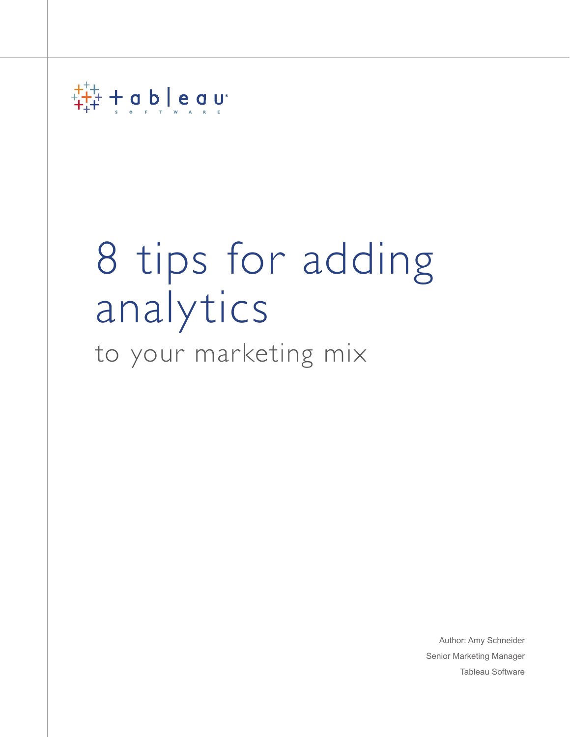tableau SOFTWARE

# 8 tips for adding analytics

## to your marketing mix

Author: Amy Schneider

Senior Marketing Manager

Tableau Software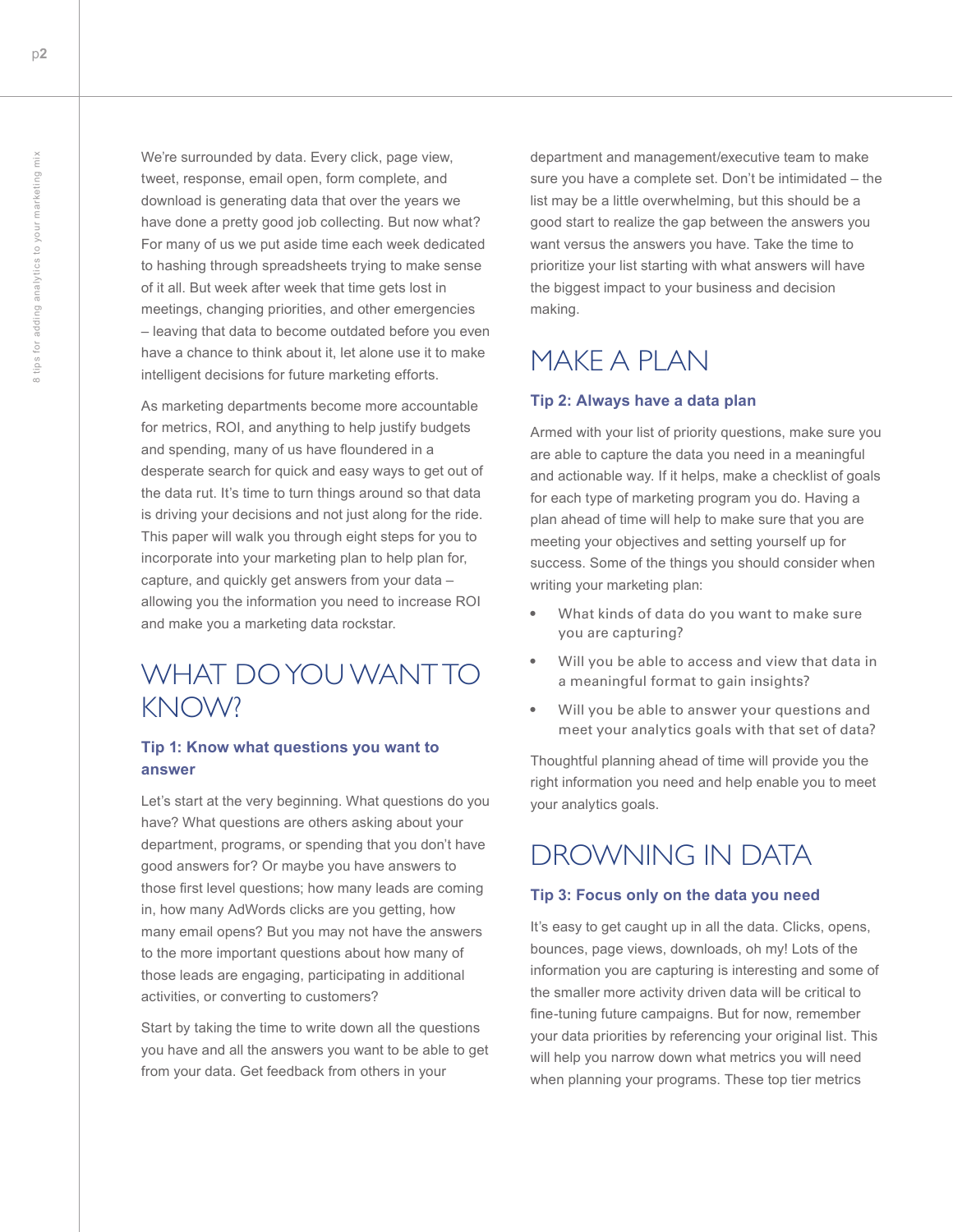We're surrounded by data. Every click, page view, tweet, response, email open, form complete, and download is generating data that over the years we have done a pretty good job collecting. But now what? For many of us we put aside time each week dedicated to hashing through spreadsheets trying to make sense of it all. But week after week that time gets lost in meetings, changing priorities, and other emergencies – leaving that data to become outdated before you even have a chance to think about it, let alone use it to make intelligent decisions for future marketing efforts.

As marketing departments become more accountable for metrics, ROI, and anything to help justify budgets and spending, many of us have floundered in a desperate search for quick and easy ways to get out of the data rut. It's time to turn things around so that data is driving your decisions and not just along for the ride. This paper will walk you through eight steps for you to incorporate into your marketing plan to help plan for, capture, and quickly get answers from your data – allowing you the information you need to increase ROI and make you a marketing data rockstar.

## WHAT DO YOU WANT TO KNOW?

### Tip 1: Know what questions you want to answer

Let's start at the very beginning. What questions do you have? What questions are others asking about your department, programs, or spending that you don't have good answers for? Or maybe you have answers to those first level questions; how many leads are coming in, how many AdWords clicks are you getting, how many email opens? But you may not have the answers to the more important questions about how many of those leads are engaging, participating in additional activities, or converting to customers?

Start by taking the time to write down all the questions you have and all the answers you want to be able to get from your data. Get feedback from others in your department and management/executive team to make sure you have a complete set. Don't be intimidated – the list may be a little overwhelming, but this should be a good start to realize the gap between the answers you want versus the answers you have. Take the time to prioritize your list starting with what answers will have the biggest impact to your business and decision making.

## MAKE A PLAN

### Tip 2: Always have a data plan

Armed with your list of priority questions, make sure you are able to capture the data you need in a meaningful and actionable way. If it helps, make a checklist of goals for each type of marketing program you do. Having a plan ahead of time will help to make sure that you are meeting your objectives and setting yourself up for success. Some of the things you should consider when writing your marketing plan:

- What kinds of data do you want to make sure you are capturing?
- Will you be able to access and view that data in a meaningful format to gain insights?
- Will you be able to answer your questions and meet your analytics goals with that set of data?

Thoughtful planning ahead of time will provide you the right information you need and help enable you to meet your analytics goals.

## DROWNING IN DATA

### Tip 3: Focus only on the data you need

It's easy to get caught up in all the data. Clicks, opens, bounces, page views, downloads, oh my! Lots of the information you are capturing is interesting and some of the smaller more activity driven data will be critical to fine-tuning future campaigns. But for now, remember your data priorities by referencing your original list. This will help you narrow down what metrics you will need when planning your programs. These top tier metrics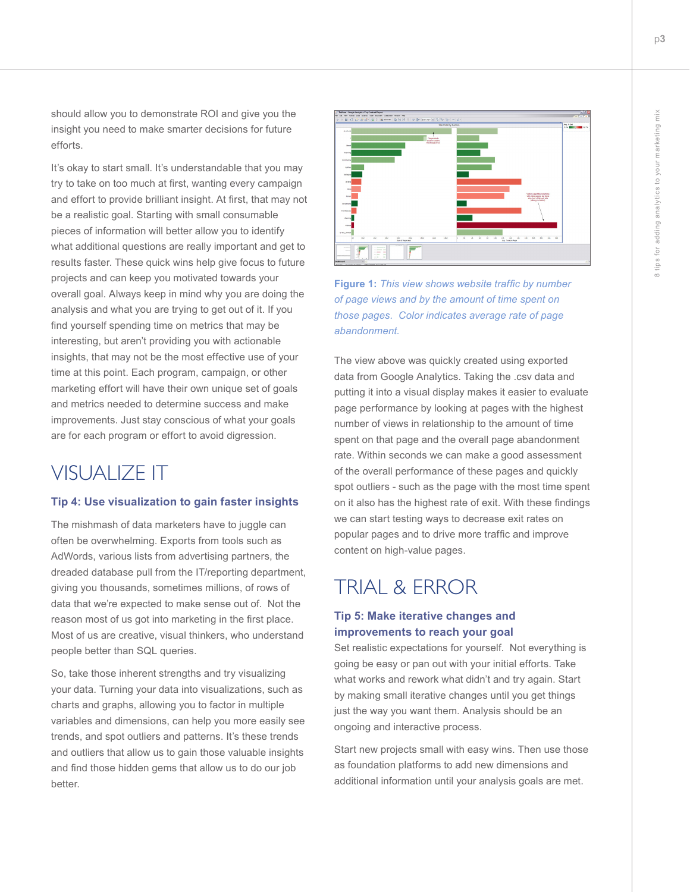should allow you to demonstrate ROI and give you the insight you need to make smarter decisions for future efforts.

It's okay to start small. It's understandable that you may try to take on too much at first, wanting every campaign and effort to provide brilliant insight. At first, that may not be a realistic goal. Starting with small consumable pieces of information will better allow you to identify what additional questions are really important and get to results faster. These quick wins help give focus to future projects and can keep you motivated towards your overall goal. Always keep in mind why you are doing the analysis and what you are trying to get out of it. If you find yourself spending time on metrics that may be interesting, but aren't providing you with actionable insights, that may not be the most effective use of your time at this point. Each program, campaign, or other marketing effort will have their own unique set of goals and metrics needed to determine success and make improvements. Just stay conscious of what your goals are for each program or effort to avoid digression.

## VISUALIZE IT

### Tip 4: Use visualization to gain faster insights

The mishmash of data marketers have to juggle can often be overwhelming. Exports from tools such as AdWords, various lists from advertising partners, the dreaded database pull from the IT/reporting department, giving you thousands, sometimes millions, of rows of data that we're expected to make sense out of. Not the reason most of us got into marketing in the first place. Most of us are creative, visual thinkers, who understand people better than SQL queries.

So, take those inherent strengths and try visualizing your data. Turning your data into visualizations, such as charts and graphs, allowing you to factor in multiple variables and dimensions, can help you more easily see trends, and spot outliers and patterns. It's these trends and outliers that allow us to gain those valuable insights and find those hidden gems that allow us to do our job better.

**Figure 1:** *This view shows website traffic by number of page views and by the amount of time spent on those pages. Color indicates average rate of page abandonment.*

The view above was quickly created using exported data from Google Analytics. Taking the .csv data and putting it into a visual display makes it easier to evaluate page performance by looking at pages with the highest number of views in relationship to the amount of time spent on that page and the overall page abandonment rate. Within seconds we can make a good assessment of the overall performance of these pages and quickly spot outliers - such as the page with the most time spent on it also has the highest rate of exit. With these findings we can start testing ways to decrease exit rates on popular pages and to drive more traffic and improve content on high-value pages.

## TRIAL & ERROR

### Tip 5: Make iterative changes and improvements to reach your goal

Set realistic expectations for yourself. Not everything is going be easy or pan out with your initial efforts. Take what works and rework what didn't and try again. Start by making small iterative changes until you get things just the way you want them. Analysis should be an ongoing and interactive process.

Start new projects small with easy wins. Then use those as foundation platforms to add new dimensions and additional information until your analysis goals are met.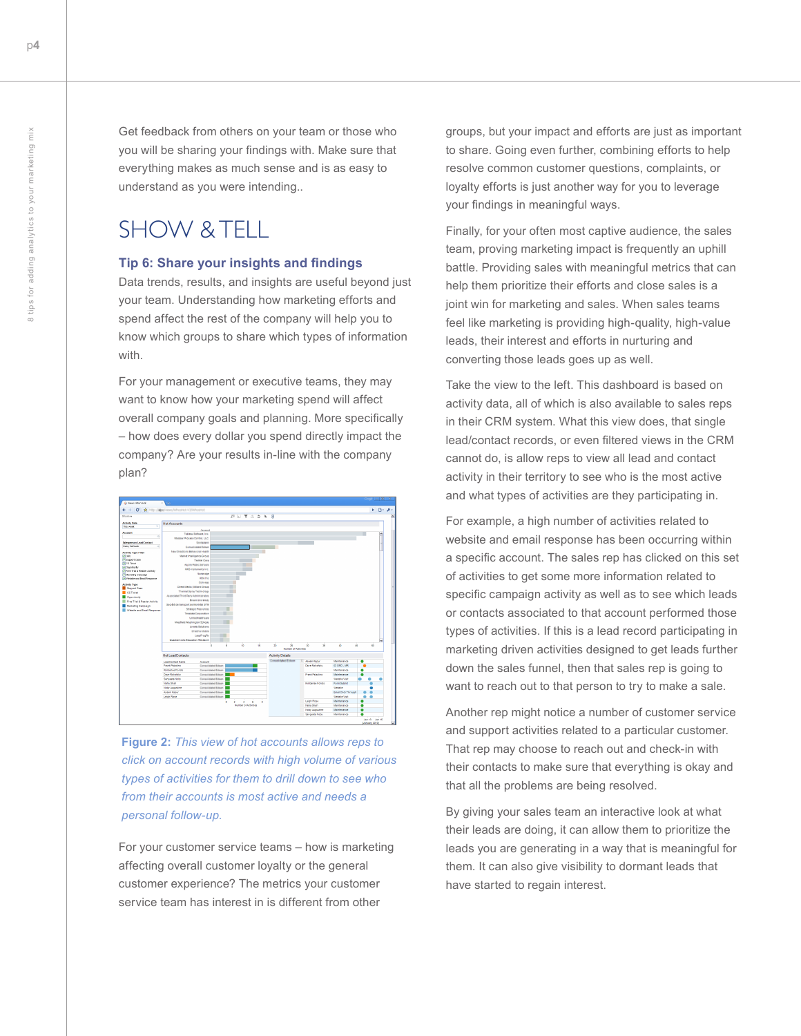Get feedback from others on your team or those who you will be sharing your findings with. Make sure that everything makes as much sense and is as easy to understand as you were intending..

## SHOW & TELL

### Tip 6: Share your insights and findings

Data trends, results, and insights are useful beyond just your team. Understanding how marketing efforts and spend affect the rest of the company will help you to know which groups to share which types of information with.

For your management or executive teams, they may want to know how your marketing spend will affect overall company goals and planning. More specifically – how does every dollar you spend directly impact the company? Are your results in-line with the company plan?

**Figure 2:** *This view of hot accounts allows reps to click on account records with high volume of various types of activities for them to drill down to see who from their accounts is most active and needs a personal follow-up.*

For your customer service teams – how is marketing affecting overall customer loyalty or the general customer experience? The metrics your customer service team has interest in is different from other groups, but your impact and efforts are just as important to share. Going even further, combining efforts to help resolve common customer questions, complaints, or loyalty efforts is just another way for you to leverage your findings in meaningful ways.

Finally, for your often most captive audience, the sales team, proving marketing impact is frequently an uphill battle. Providing sales with meaningful metrics that can help them prioritize their efforts and close sales is a joint win for marketing and sales. When sales teams feel like marketing is providing high-quality, high-value leads, their interest and efforts in nurturing and converting those leads goes up as well.

Take the view to the left. This dashboard is based on activity data, all of which is also available to sales reps in their CRM system. What this view does, that single lead/contact records, or even filtered views in the CRM cannot do, is allow reps to view all lead and contact activity in their territory to see who is the most active and what types of activities are they participating in.

For example, a high number of activities related to website and email response has been occurring within a specific account. The sales rep has clicked on this set of activities to get some more information related to specific campaign activity as well as to see which leads or contacts associated to that account performed those types of activities. If this is a lead record participating in marketing driven activities designed to get leads further down the sales funnel, then that sales rep is going to want to reach out to that person to try to make a sale.

Another rep might notice a number of customer service and support activities related to a particular customer. That rep may choose to reach out and check-in with their contacts to make sure that everything is okay and that all the problems are being resolved.

By giving your sales team an interactive look at what their leads are doing, it can allow them to prioritize the leads you are generating in a way that is meaningful for them. It can also give visibility to dormant leads that have started to regain interest.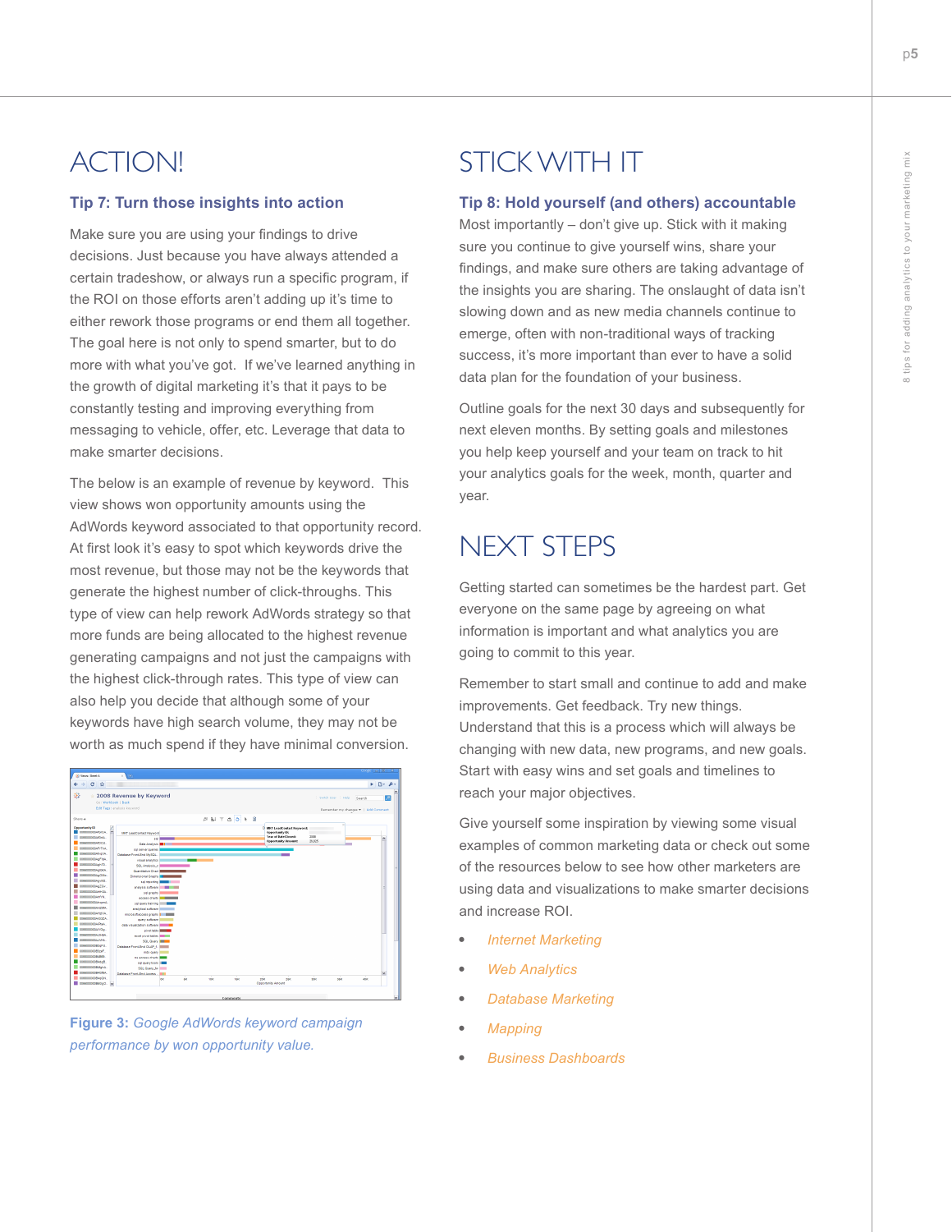# ACTION!

### Tip 7: Turn those insights into action

Make sure you are using your findings to drive decisions. Just because you have always attended a certain tradeshow, or always run a specific program, if the ROI on those efforts aren't adding up it's time to either rework those programs or end them all together. The goal here is not only to spend smarter, but to do more with what you've got. If we've learned anything in the growth of digital marketing it's that it pays to be constantly testing and improving everything from messaging to vehicle, offer, etc. Leverage that data to make smarter decisions.

The below is an example of revenue by keyword. This view shows won opportunity amounts using the AdWords keyword associated to that opportunity record. At first look it's easy to spot which keywords drive the most revenue, but those may not be the keywords that generate the highest number of click-throughs. This type of view can help rework AdWords strategy so that more funds are being allocated to the highest revenue generating campaigns and not just the campaigns with the highest click-through rates. This type of view can also help you decide that although some of your keywords have high search volume, they may not be worth as much spend if they have minimal conversion.

**Figure 3:** *Google AdWords keyword campaign performance by won opportunity value.*

# STICK WITH IT

### Tip 8: Hold yourself (and others) accountable

Most importantly – don't give up. Stick with it making sure you continue to give yourself wins, share your findings, and make sure others are taking advantage of the insights you are sharing. The onslaught of data isn't slowing down and as new media channels continue to emerge, often with non-traditional ways of tracking success, it's more important than ever to have a solid data plan for the foundation of your business.

Outline goals for the next 30 days and subsequently for next eleven months. By setting goals and milestones you help keep yourself and your team on track to hit your analytics goals for the week, month, quarter and year.

# NEXT STEPS

Getting started can sometimes be the hardest part. Get everyone on the same page by agreeing on what information is important and what analytics you are going to commit to this year.

Remember to start small and continue to add and make improvements. Get feedback. Try new things. Understand that this is a process which will always be changing with new data, new programs, and new goals. Start with easy wins and set goals and timelines to reach your major objectives.

Give yourself some inspiration by viewing some visual examples of common marketing data or check out some of the resources below to see how other marketers are using data and visualizations to make smarter decisions and increase ROI.

- *Internet Marketing*
- *Web Analytics*
- *Database Marketing*
- *Mapping*
- *Business Dashboards*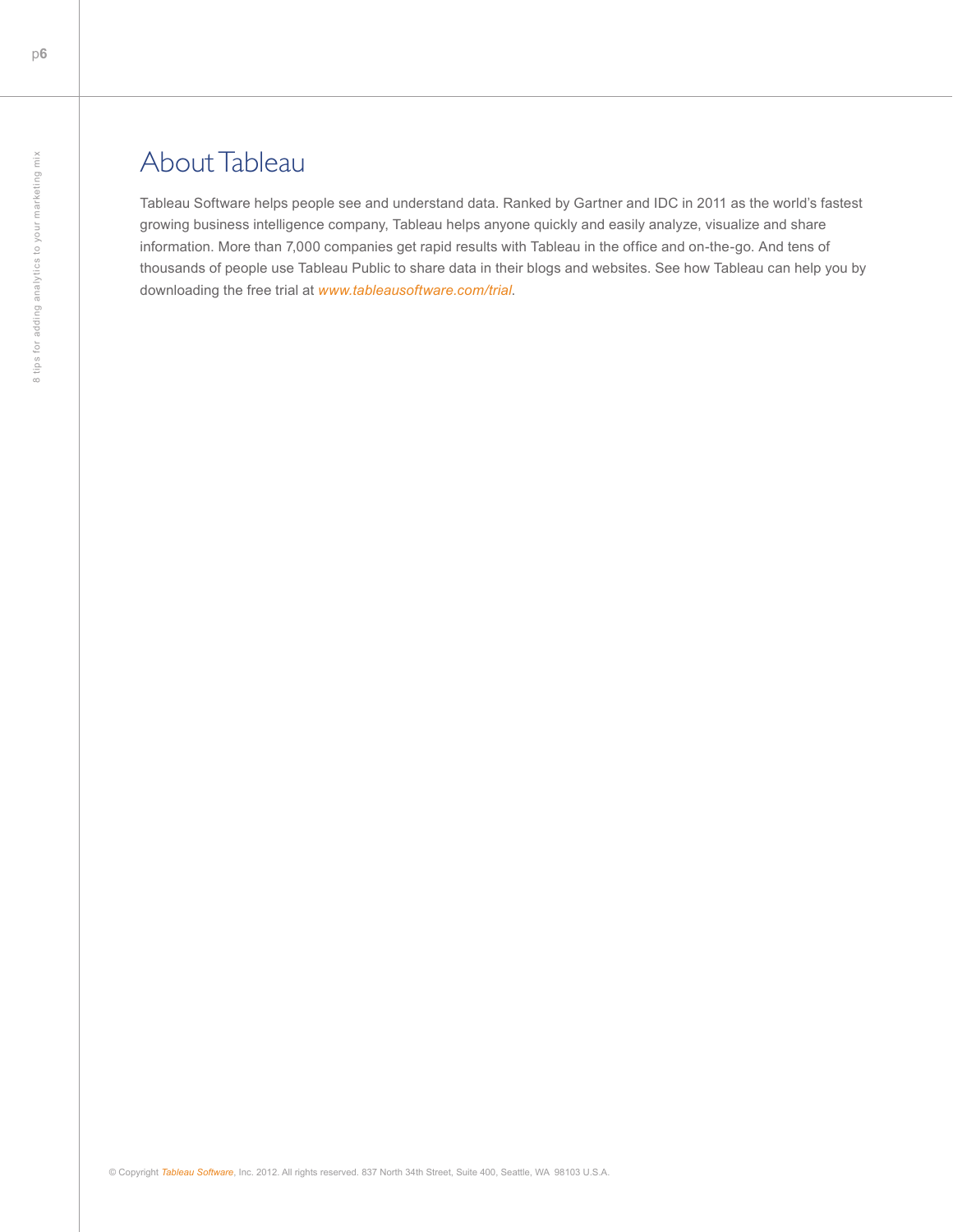# About Tableau

Tableau Software helps people see and understand data. Ranked by Gartner and IDC in 2011 as the world's fastest growing business intelligence company, Tableau helps anyone quickly and easily analyze, visualize and share information. More than 7,000 companies get rapid results with Tableau in the office and on-the-go. And tens of thousands of people use Tableau Public to share data in their blogs and websites. See how Tableau can help you by downloading the free trial at *www.tableausoftware.com/trial*.

© Copyright *Tableau Software*, Inc. 2012. All rights reserved. 837 North 34th Street, Suite 400, Seattle, WA 98103 U.S.A.